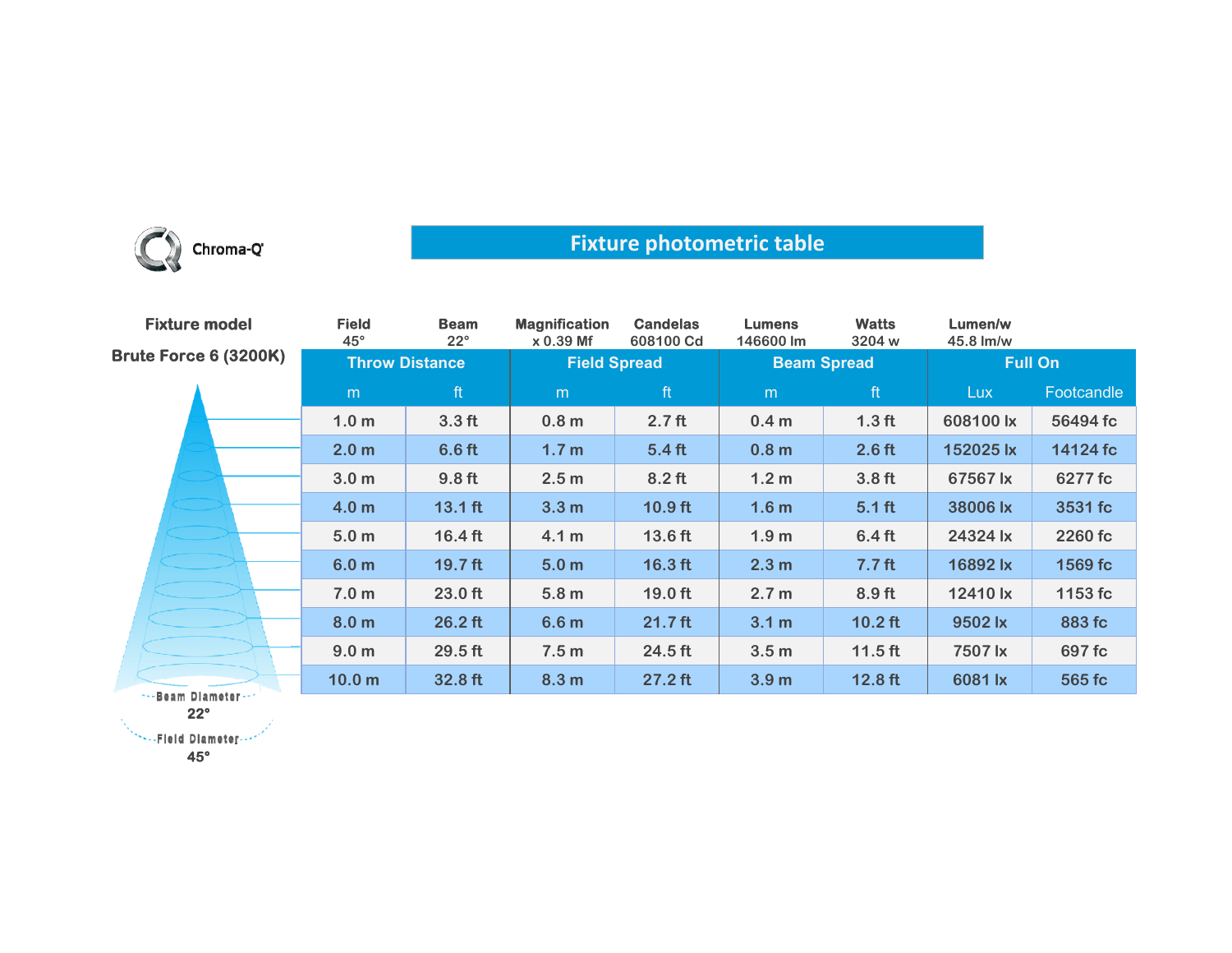Chroma-Q

# Fixture photometric table

| Fixture model | Field | Beam | Magnification | Candelas | Lumens | Watts | Lumen/w |
|---|---|---|---|---|---|---|---|
| Brute Force 6 (3200K) | 45° | 22° | x 0.39 Mf | 608100 Cd | 146600 lm | 3204 w | 45.8 lm/w |

| Throw Distance | | Field Spread | | Beam Spread | | Full On | |
|---|---|---|---|---|---|---|---|
| m | ft | m | ft | m | ft | Lux | Footcandle |
| 1.0 m | 3.3 ft | 0.8 m | 2.7 ft | 0.4 m | 1.3 ft | 608100 lx | 56494 fc |
| 2.0 m | 6.6 ft | 1.7 m | 5.4 ft | 0.8 m | 2.6 ft | 152025 lx | 14124 fc |
| 3.0 m | 9.8 ft | 2.5 m | 8.2 ft | 1.2 m | 3.8 ft | 67567 lx | 6277 fc |
| 4.0 m | 13.1 ft | 3.3 m | 10.9 ft | 1.6 m | 5.1 ft | 38006 lx | 3531 fc |
| 5.0 m | 16.4 ft | 4.1 m | 13.6 ft | 1.9 m | 6.4 ft | 24324 lx | 2260 fc |
| 6.0 m | 19.7 ft | 5.0 m | 16.3 ft | 2.3 m | 7.7 ft | 16892 lx | 1569 fc |
| 7.0 m | 23.0 ft | 5.8 m | 19.0 ft | 2.7 m | 8.9 ft | 12410 lx | 1153 fc |
| 8.0 m | 26.2 ft | 6.6 m | 21.7 ft | 3.1 m | 10.2 ft | 9502 lx | 883 fc |
| 9.0 m | 29.5 ft | 7.5 m | 24.5 ft | 3.5 m | 11.5 ft | 7507 lx | 697 fc |
| 10.0 m | 32.8 ft | 8.3 m | 27.2 ft | 3.9 m | 12.8 ft | 6081 lx | 565 fc |

Beam Diameter 22°

Field Diameter 45°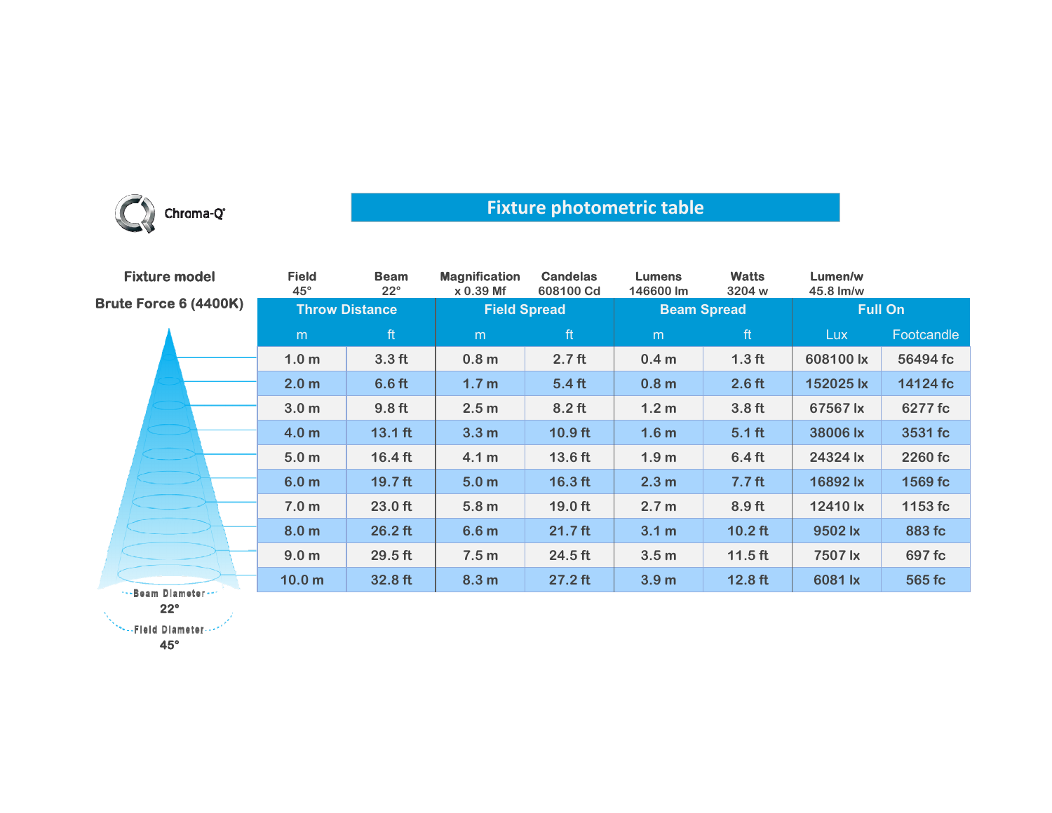Chroma-Q

# Fixture photometric table

| Fixture model | Field | Beam | Magnification | Candelas | Lumens | Watts | Lumen/w |
|---|---|---|---|---|---|---|---|
| Brute Force 6 (4400K) | 45° | 22° | x 0.39 Mf | 608100 Cd | 146600 lm | 3204 w | 45.8 lm/w |

| Throw Distance | | Field Spread | | Beam Spread | | Full On | |
|---|---|---|---|---|---|---|---|
| m | ft | m | ft | m | ft | Lux | Footcandle |
| 1.0 m | 3.3 ft | 0.8 m | 2.7 ft | 0.4 m | 1.3 ft | 608100 lx | 56494 fc |
| 2.0 m | 6.6 ft | 1.7 m | 5.4 ft | 0.8 m | 2.6 ft | 152025 lx | 14124 fc |
| 3.0 m | 9.8 ft | 2.5 m | 8.2 ft | 1.2 m | 3.8 ft | 67567 lx | 6277 fc |
| 4.0 m | 13.1 ft | 3.3 m | 10.9 ft | 1.6 m | 5.1 ft | 38006 lx | 3531 fc |
| 5.0 m | 16.4 ft | 4.1 m | 13.6 ft | 1.9 m | 6.4 ft | 24324 lx | 2260 fc |
| 6.0 m | 19.7 ft | 5.0 m | 16.3 ft | 2.3 m | 7.7 ft | 16892 lx | 1569 fc |
| 7.0 m | 23.0 ft | 5.8 m | 19.0 ft | 2.7 m | 8.9 ft | 12410 lx | 1153 fc |
| 8.0 m | 26.2 ft | 6.6 m | 21.7 ft | 3.1 m | 10.2 ft | 9502 lx | 883 fc |
| 9.0 m | 29.5 ft | 7.5 m | 24.5 ft | 3.5 m | 11.5 ft | 7507 lx | 697 fc |
| 10.0 m | 32.8 ft | 8.3 m | 27.2 ft | 3.9 m | 12.8 ft | 6081 lx | 565 fc |

Beam Diameter 22°

Field Diameter 45°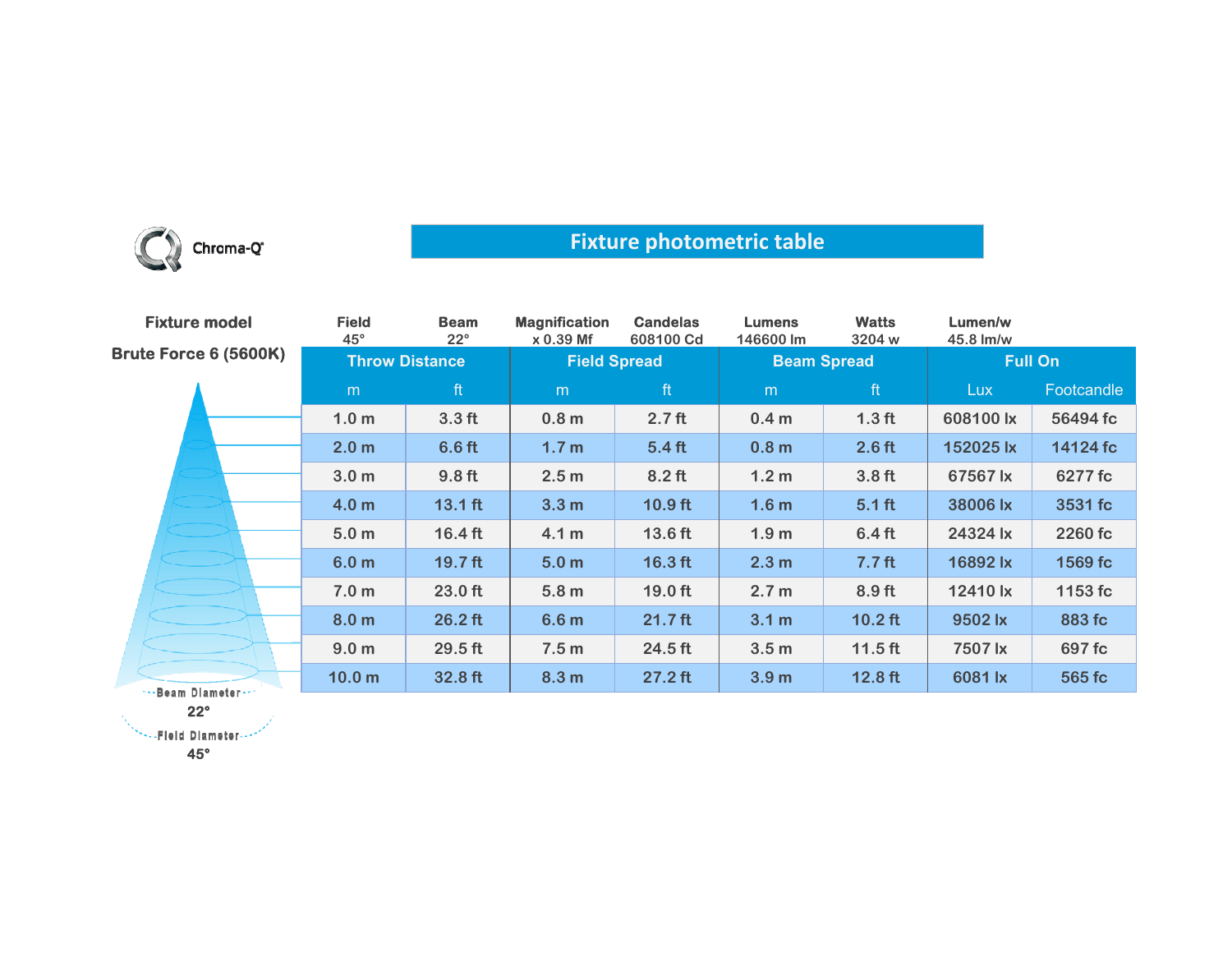Chroma-Q

# Fixture photometric table

**Fixture model**

**Brute Force 6 (5600K)**

| Field | Beam | Magnification | Candelas | Lumens | Watts | Lumen/w |
|---|---|---|---|---|---|---|
| 45° | 22° | x 0.39 Mf | 608100 Cd | 146600 lm | 3204 w | 45.8 lm/w |

| Throw Distance | | Field Spread | | Beam Spread | | Full On | |
|---|---|---|---|---|---|---|---|
| m | ft | m | ft | m | ft | Lux | Footcandle |
| 1.0 m | 3.3 ft | 0.8 m | 2.7 ft | 0.4 m | 1.3 ft | 608100 lx | 56494 fc |
| 2.0 m | 6.6 ft | 1.7 m | 5.4 ft | 0.8 m | 2.6 ft | 152025 lx | 14124 fc |
| 3.0 m | 9.8 ft | 2.5 m | 8.2 ft | 1.2 m | 3.8 ft | 67567 lx | 6277 fc |
| 4.0 m | 13.1 ft | 3.3 m | 10.9 ft | 1.6 m | 5.1 ft | 38006 lx | 3531 fc |
| 5.0 m | 16.4 ft | 4.1 m | 13.6 ft | 1.9 m | 6.4 ft | 24324 lx | 2260 fc |
| 6.0 m | 19.7 ft | 5.0 m | 16.3 ft | 2.3 m | 7.7 ft | 16892 lx | 1569 fc |
| 7.0 m | 23.0 ft | 5.8 m | 19.0 ft | 2.7 m | 8.9 ft | 12410 lx | 1153 fc |
| 8.0 m | 26.2 ft | 6.6 m | 21.7 ft | 3.1 m | 10.2 ft | 9502 lx | 883 fc |
| 9.0 m | 29.5 ft | 7.5 m | 24.5 ft | 3.5 m | 11.5 ft | 7507 lx | 697 fc |
| 10.0 m | 32.8 ft | 8.3 m | 27.2 ft | 3.9 m | 12.8 ft | 6081 lx | 565 fc |

Beam Diameter
22°

Field Diameter
45°